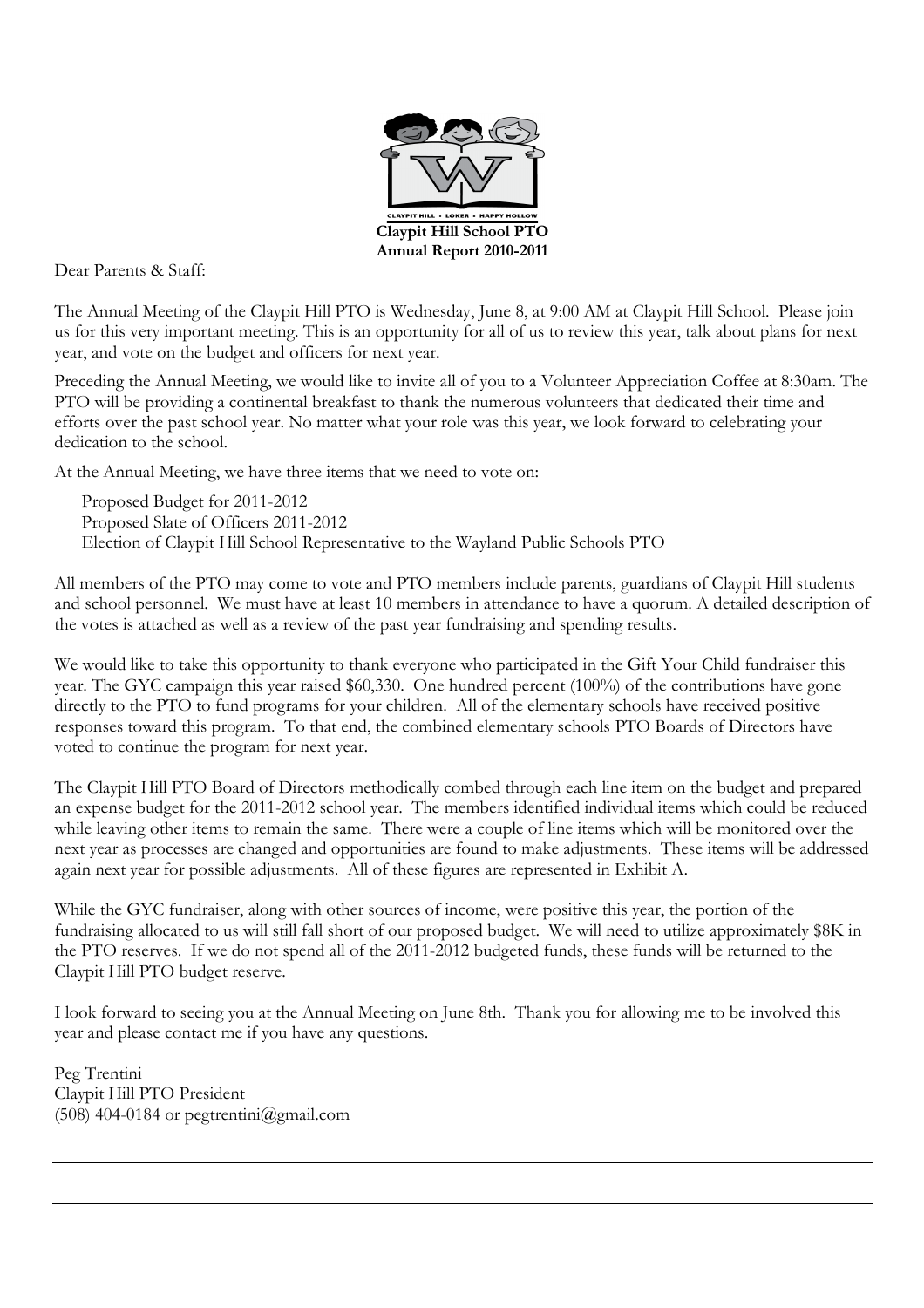CLAYPIT HILL • LOKER • HAPPY HOLLOW

**Claypit Hill School PTO**
**Annual Report 2010-2011**

Dear Parents & Staff:

The Annual Meeting of the Claypit Hill PTO is Wednesday, June 8, at 9:00 AM at Claypit Hill School. Please join us for this very important meeting. This is an opportunity for all of us to review this year, talk about plans for next year, and vote on the budget and officers for next year.

Preceding the Annual Meeting, we would like to invite all of you to a Volunteer Appreciation Coffee at 8:30am. The PTO will be providing a continental breakfast to thank the numerous volunteers that dedicated their time and efforts over the past school year. No matter what your role was this year, we look forward to celebrating your dedication to the school.

At the Annual Meeting, we have three items that we need to vote on:

Proposed Budget for 2011-2012
Proposed Slate of Officers 2011-2012
Election of Claypit Hill School Representative to the Wayland Public Schools PTO

All members of the PTO may come to vote and PTO members include parents, guardians of Claypit Hill students and school personnel. We must have at least 10 members in attendance to have a quorum. A detailed description of the votes is attached as well as a review of the past year fundraising and spending results.

We would like to take this opportunity to thank everyone who participated in the Gift Your Child fundraiser this year. The GYC campaign this year raised $60,330. One hundred percent (100%) of the contributions have gone directly to the PTO to fund programs for your children. All of the elementary schools have received positive responses toward this program. To that end, the combined elementary schools PTO Boards of Directors have voted to continue the program for next year.

The Claypit Hill PTO Board of Directors methodically combed through each line item on the budget and prepared an expense budget for the 2011-2012 school year. The members identified individual items which could be reduced while leaving other items to remain the same. There were a couple of line items which will be monitored over the next year as processes are changed and opportunities are found to make adjustments. These items will be addressed again next year for possible adjustments. All of these figures are represented in Exhibit A.

While the GYC fundraiser, along with other sources of income, were positive this year, the portion of the fundraising allocated to us will still fall short of our proposed budget. We will need to utilize approximately $8K in the PTO reserves. If we do not spend all of the 2011-2012 budgeted funds, these funds will be returned to the Claypit Hill PTO budget reserve.

I look forward to seeing you at the Annual Meeting on June 8th. Thank you for allowing me to be involved this year and please contact me if you have any questions.

Peg Trentini
Claypit Hill PTO President
(508) 404-0184 or pegtrentini@gmail.com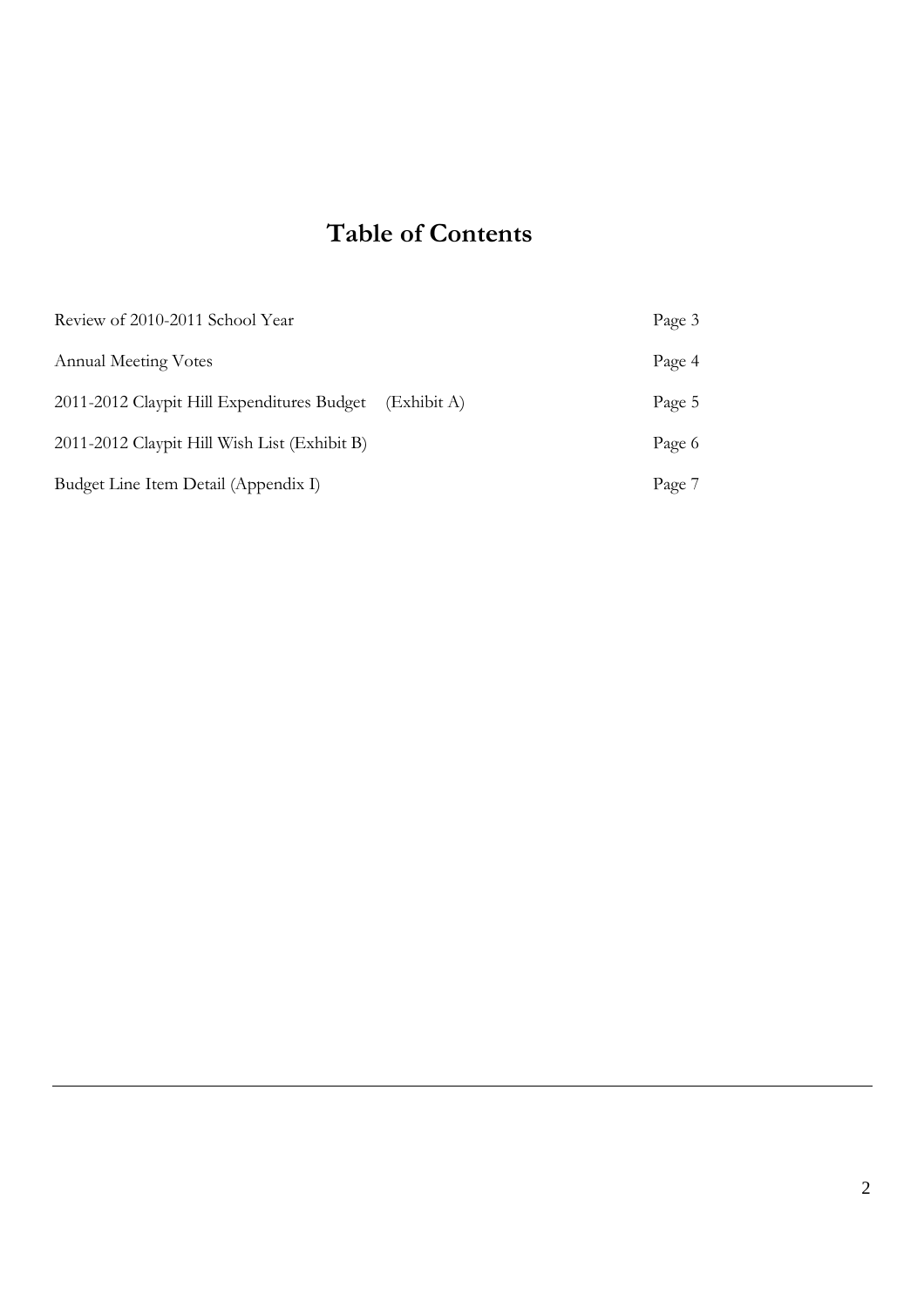# Table of Contents

| | |
|---|---|
| Review of 2010-2011 School Year | Page 3 |
| Annual Meeting Votes | Page 4 |
| 2011-2012 Claypit Hill Expenditures Budget (Exhibit A) | Page 5 |
| 2011-2012 Claypit Hill Wish List (Exhibit B) | Page 6 |
| Budget Line Item Detail (Appendix I) | Page 7 |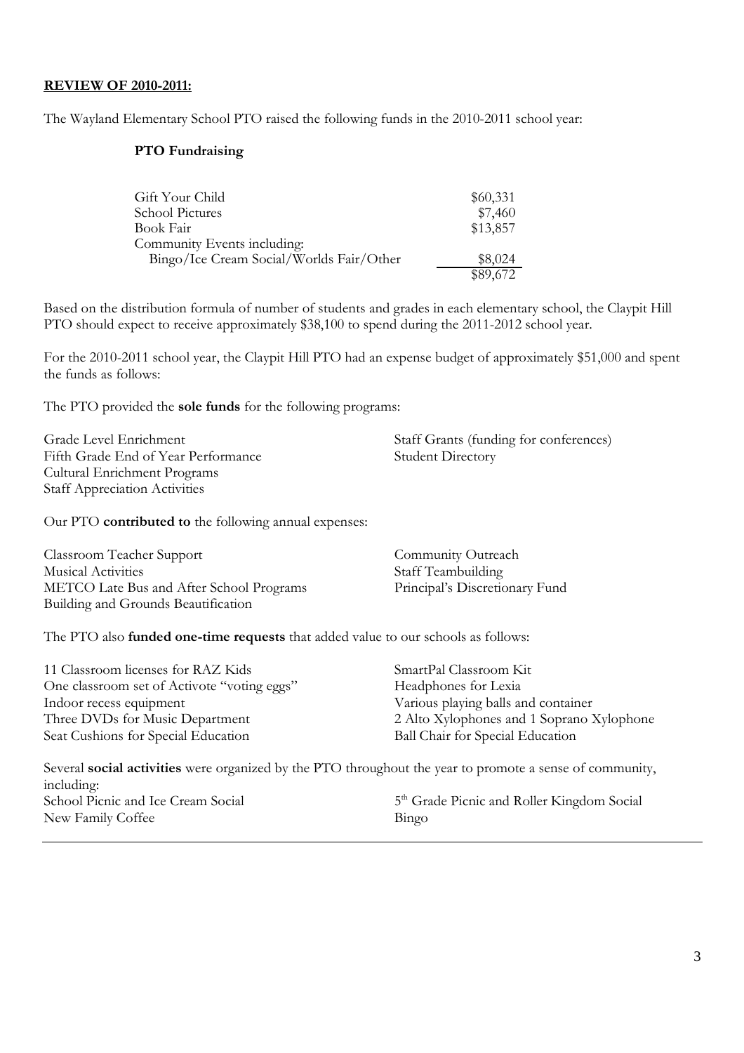**REVIEW OF 2010-2011:**

The Wayland Elementary School PTO raised the following funds in the 2010-2011 school year:

**PTO Fundraising**

| | |
|---|---|
| Gift Your Child | \$60,331 |
| School Pictures | \$7,460 |
| Book Fair | \$13,857 |
| Community Events including: | |
| Bingo/Ice Cream Social/Worlds Fair/Other | \$8,024 |
| | \$89,672 |

Based on the distribution formula of number of students and grades in each elementary school, the Claypit Hill PTO should expect to receive approximately \$38,100 to spend during the 2011-2012 school year.

For the 2010-2011 school year, the Claypit Hill PTO had an expense budget of approximately \$51,000 and spent the funds as follows:

The PTO provided the **sole funds** for the following programs:

- Grade Level Enrichment
- Fifth Grade End of Year Performance
- Cultural Enrichment Programs
- Staff Appreciation Activities
- Staff Grants (funding for conferences)
- Student Directory

Our PTO **contributed to** the following annual expenses:

- Classroom Teacher Support
- Musical Activities
- METCO Late Bus and After School Programs
- Building and Grounds Beautification
- Community Outreach
- Staff Teambuilding
- Principal's Discretionary Fund

The PTO also **funded one-time requests** that added value to our schools as follows:

- 11 Classroom licenses for RAZ Kids
- One classroom set of Activote "voting eggs"
- Indoor recess equipment
- Three DVDs for Music Department
- Seat Cushions for Special Education
- SmartPal Classroom Kit
- Headphones for Lexia
- Various playing balls and container
- 2 Alto Xylophones and 1 Soprano Xylophone
- Ball Chair for Special Education

Several **social activities** were organized by the PTO throughout the year to promote a sense of community, including:

- School Picnic and Ice Cream Social
- New Family Coffee
- 5th Grade Picnic and Roller Kingdom Social
- Bingo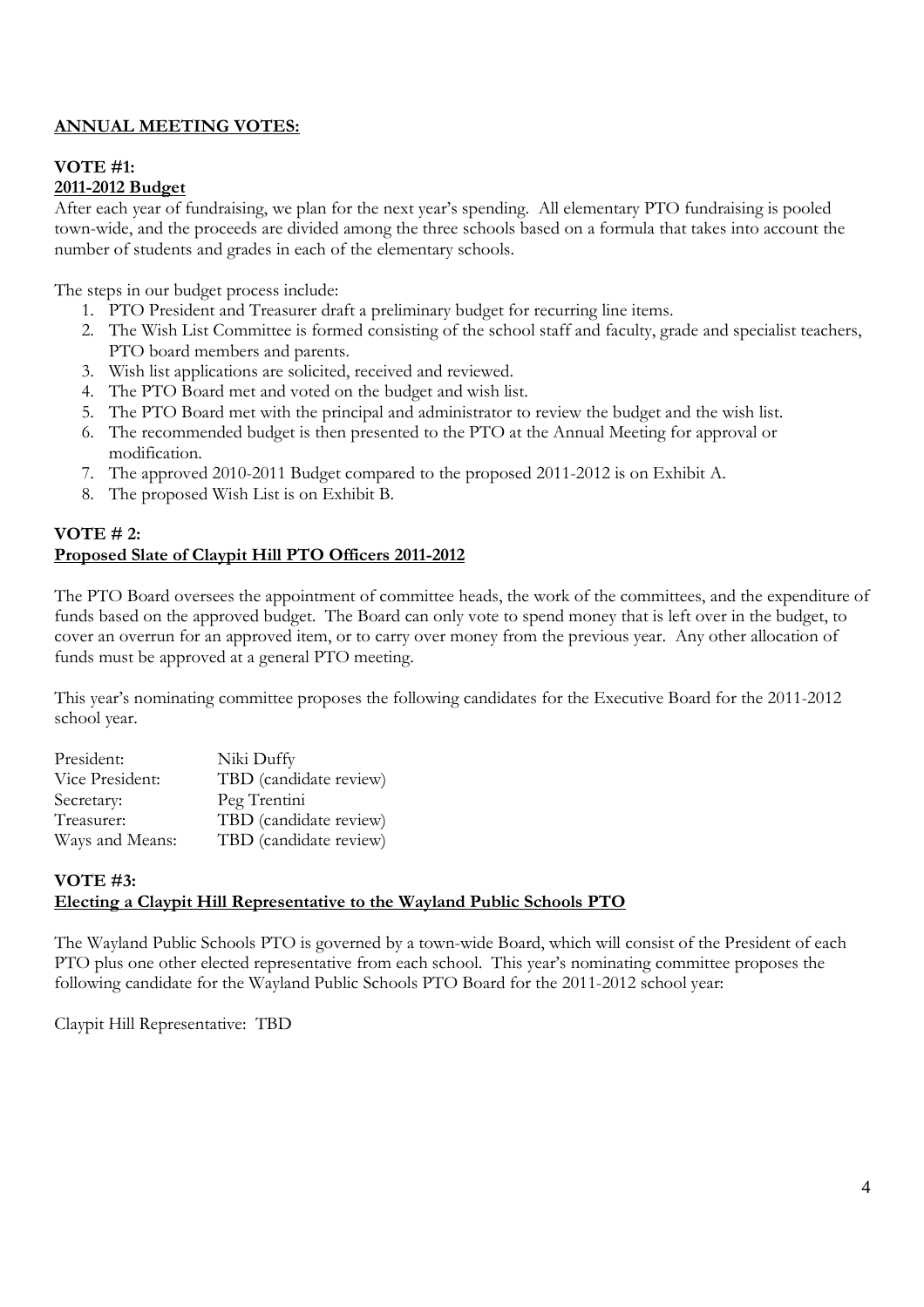**ANNUAL MEETING VOTES:**

**VOTE #1:**
**2011-2012 Budget**

After each year of fundraising, we plan for the next year's spending. All elementary PTO fundraising is pooled town-wide, and the proceeds are divided among the three schools based on a formula that takes into account the number of students and grades in each of the elementary schools.

The steps in our budget process include:

1. PTO President and Treasurer draft a preliminary budget for recurring line items.
2. The Wish List Committee is formed consisting of the school staff and faculty, grade and specialist teachers, PTO board members and parents.
3. Wish list applications are solicited, received and reviewed.
4. The PTO Board met and voted on the budget and wish list.
5. The PTO Board met with the principal and administrator to review the budget and the wish list.
6. The recommended budget is then presented to the PTO at the Annual Meeting for approval or modification.
7. The approved 2010-2011 Budget compared to the proposed 2011-2012 is on Exhibit A.
8. The proposed Wish List is on Exhibit B.

**VOTE # 2:**
**Proposed Slate of Claypit Hill PTO Officers 2011-2012**

The PTO Board oversees the appointment of committee heads, the work of the committees, and the expenditure of funds based on the approved budget. The Board can only vote to spend money that is left over in the budget, to cover an overrun for an approved item, or to carry over money from the previous year. Any other allocation of funds must be approved at a general PTO meeting.

This year's nominating committee proposes the following candidates for the Executive Board for the 2011-2012 school year.

| | |
|---|---|
| President: | Niki Duffy |
| Vice President: | TBD (candidate review) |
| Secretary: | Peg Trentini |
| Treasurer: | TBD (candidate review) |
| Ways and Means: | TBD (candidate review) |

**VOTE #3:**
**Electing a Claypit Hill Representative to the Wayland Public Schools PTO**

The Wayland Public Schools PTO is governed by a town-wide Board, which will consist of the President of each PTO plus one other elected representative from each school. This year's nominating committee proposes the following candidate for the Wayland Public Schools PTO Board for the 2011-2012 school year:

Claypit Hill Representative: TBD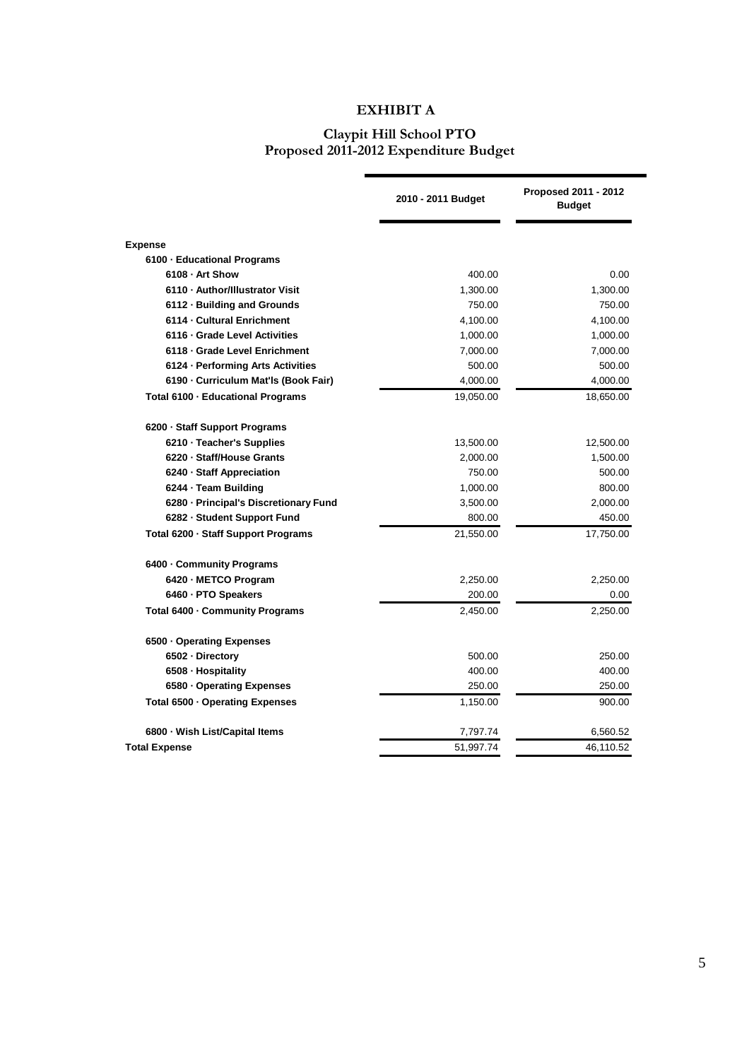# EXHIBIT A

## Claypit Hill School PTO
## Proposed 2011-2012 Expenditure Budget

| | 2010 - 2011 Budget | Proposed 2011 - 2012 Budget |
|---|---|---|
| **Expense** | | |
| **6100 · Educational Programs** | | |
| **6108 · Art Show** | 400.00 | 0.00 |
| **6110 · Author/Illustrator Visit** | 1,300.00 | 1,300.00 |
| **6112 · Building and Grounds** | 750.00 | 750.00 |
| **6114 · Cultural Enrichment** | 4,100.00 | 4,100.00 |
| **6116 · Grade Level Activities** | 1,000.00 | 1,000.00 |
| **6118 · Grade Level Enrichment** | 7,000.00 | 7,000.00 |
| **6124 · Performing Arts Activities** | 500.00 | 500.00 |
| **6190 · Curriculum Mat'ls (Book Fair)** | 4,000.00 | 4,000.00 |
| **Total 6100 · Educational Programs** | 19,050.00 | 18,650.00 |
| **6200 · Staff Support Programs** | | |
| **6210 · Teacher's Supplies** | 13,500.00 | 12,500.00 |
| **6220 · Staff/House Grants** | 2,000.00 | 1,500.00 |
| **6240 · Staff Appreciation** | 750.00 | 500.00 |
| **6244 · Team Building** | 1,000.00 | 800.00 |
| **6280 · Principal's Discretionary Fund** | 3,500.00 | 2,000.00 |
| **6282 · Student Support Fund** | 800.00 | 450.00 |
| **Total 6200 · Staff Support Programs** | 21,550.00 | 17,750.00 |
| **6400 · Community Programs** | | |
| **6420 · METCO Program** | 2,250.00 | 2,250.00 |
| **6460 · PTO Speakers** | 200.00 | 0.00 |
| **Total 6400 · Community Programs** | 2,450.00 | 2,250.00 |
| **6500 · Operating Expenses** | | |
| **6502 · Directory** | 500.00 | 250.00 |
| **6508 · Hospitality** | 400.00 | 400.00 |
| **6580 · Operating Expenses** | 250.00 | 250.00 |
| **Total 6500 · Operating Expenses** | 1,150.00 | 900.00 |
| **6800 · Wish List/Capital Items** | 7,797.74 | 6,560.52 |
| **Total Expense** | 51,997.74 | 46,110.52 |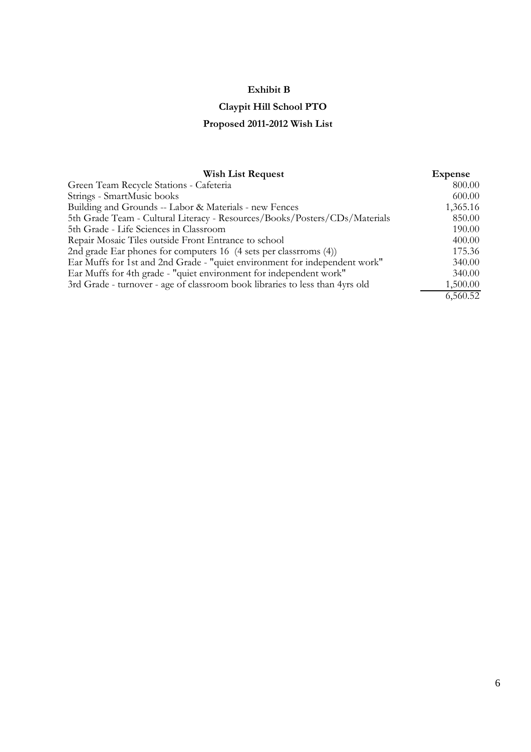**Exhibit B**

**Claypit Hill School PTO**

**Proposed 2011-2012 Wish List**

| Wish List Request | Expense |
|---|---|
| Green Team Recycle Stations - Cafeteria | 800.00 |
| Strings - SmartMusic books | 600.00 |
| Building and Grounds -- Labor & Materials - new Fences | 1,365.16 |
| 5th Grade Team - Cultural Literacy - Resources/Books/Posters/CDs/Materials | 850.00 |
| 5th Grade - Life Sciences in Classroom | 190.00 |
| Repair Mosaic Tiles outside Front Entrance to school | 400.00 |
| 2nd grade Ear phones for computers 16 (4 sets per classrroms (4)) | 175.36 |
| Ear Muffs for 1st and 2nd Grade - "quiet environment for independent work" | 340.00 |
| Ear Muffs for 4th grade - "quiet environment for independent work" | 340.00 |
| 3rd Grade - turnover - age of classroom book libraries to less than 4yrs old | 1,500.00 |
| | 6,560.52 |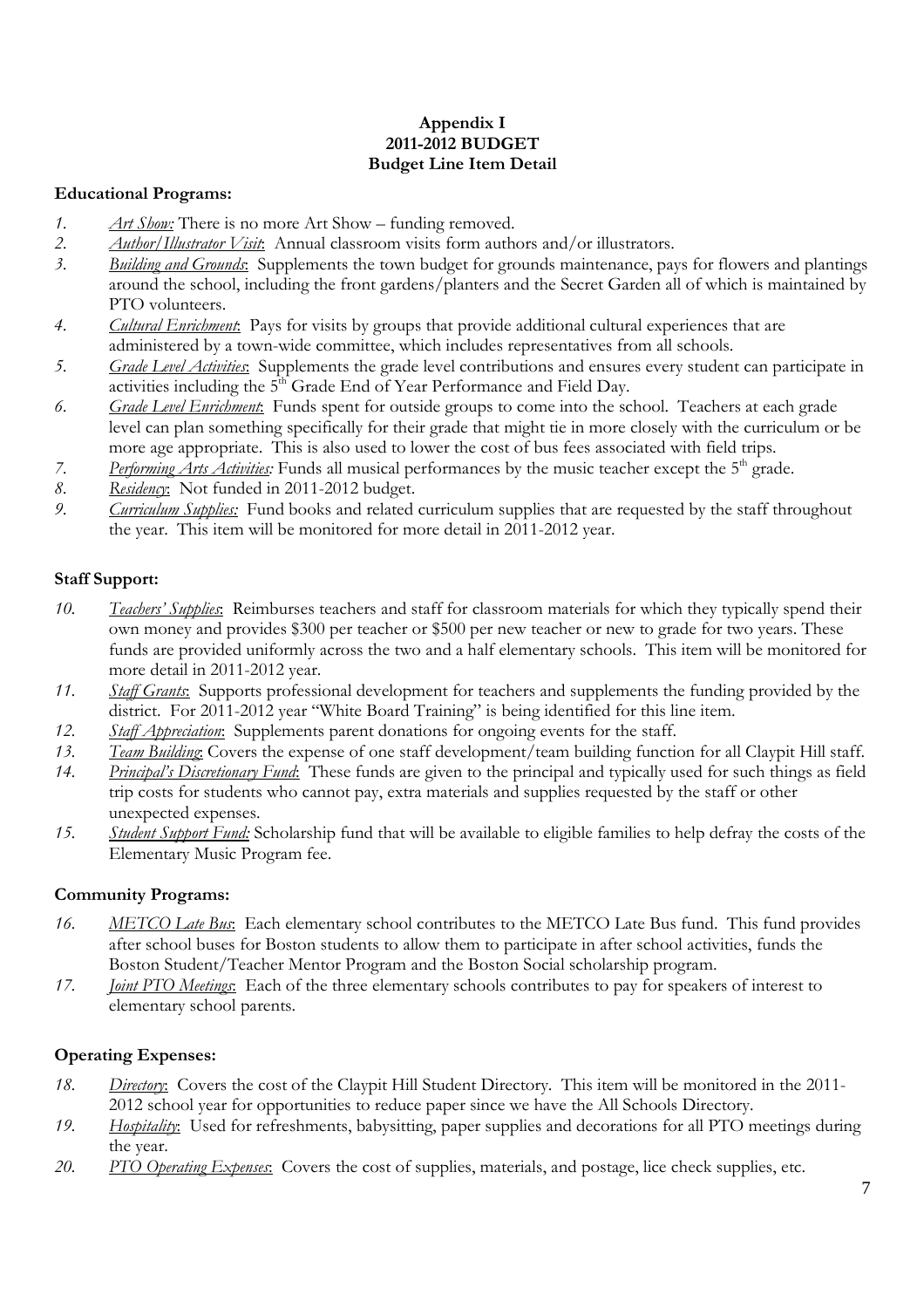**Appendix I**
**2011-2012 BUDGET**
**Budget Line Item Detail**

**Educational Programs:**

1. *Art Show:* There is no more Art Show – funding removed.
2. *Author/Illustrator Visit*: Annual classroom visits form authors and/or illustrators.
3. *Building and Grounds*: Supplements the town budget for grounds maintenance, pays for flowers and plantings around the school, including the front gardens/planters and the Secret Garden all of which is maintained by PTO volunteers.
4. *Cultural Enrichment*: Pays for visits by groups that provide additional cultural experiences that are administered by a town-wide committee, which includes representatives from all schools.
5. *Grade Level Activities*: Supplements the grade level contributions and ensures every student can participate in activities including the 5th Grade End of Year Performance and Field Day.
6. *Grade Level Enrichment*: Funds spent for outside groups to come into the school. Teachers at each grade level can plan something specifically for their grade that might tie in more closely with the curriculum or be more age appropriate. This is also used to lower the cost of bus fees associated with field trips.
7. *Performing Arts Activities:* Funds all musical performances by the music teacher except the 5th grade.
8. *Residency*: Not funded in 2011-2012 budget.
9. *Curriculum Supplies:* Fund books and related curriculum supplies that are requested by the staff throughout the year. This item will be monitored for more detail in 2011-2012 year.

**Staff Support:**

10. *Teachers' Supplies*: Reimburses teachers and staff for classroom materials for which they typically spend their own money and provides $300 per teacher or $500 per new teacher or new to grade for two years. These funds are provided uniformly across the two and a half elementary schools. This item will be monitored for more detail in 2011-2012 year.
11. *Staff Grants*: Supports professional development for teachers and supplements the funding provided by the district. For 2011-2012 year "White Board Training" is being identified for this line item.
12. *Staff Appreciation*: Supplements parent donations for ongoing events for the staff.
13. *Team Building*: Covers the expense of one staff development/team building function for all Claypit Hill staff.
14. *Principal's Discretionary Fund*: These funds are given to the principal and typically used for such things as field trip costs for students who cannot pay, extra materials and supplies requested by the staff or other unexpected expenses.
15. *Student Support Fund:* Scholarship fund that will be available to eligible families to help defray the costs of the Elementary Music Program fee.

**Community Programs:**

16. *METCO Late Bus*: Each elementary school contributes to the METCO Late Bus fund. This fund provides after school buses for Boston students to allow them to participate in after school activities, funds the Boston Student/Teacher Mentor Program and the Boston Social scholarship program.
17. *Joint PTO Meetings*: Each of the three elementary schools contributes to pay for speakers of interest to elementary school parents.

**Operating Expenses:**

18. *Directory*: Covers the cost of the Claypit Hill Student Directory. This item will be monitored in the 2011-2012 school year for opportunities to reduce paper since we have the All Schools Directory.
19. *Hospitality*: Used for refreshments, babysitting, paper supplies and decorations for all PTO meetings during the year.
20. *PTO Operating Expenses*: Covers the cost of supplies, materials, and postage, lice check supplies, etc.